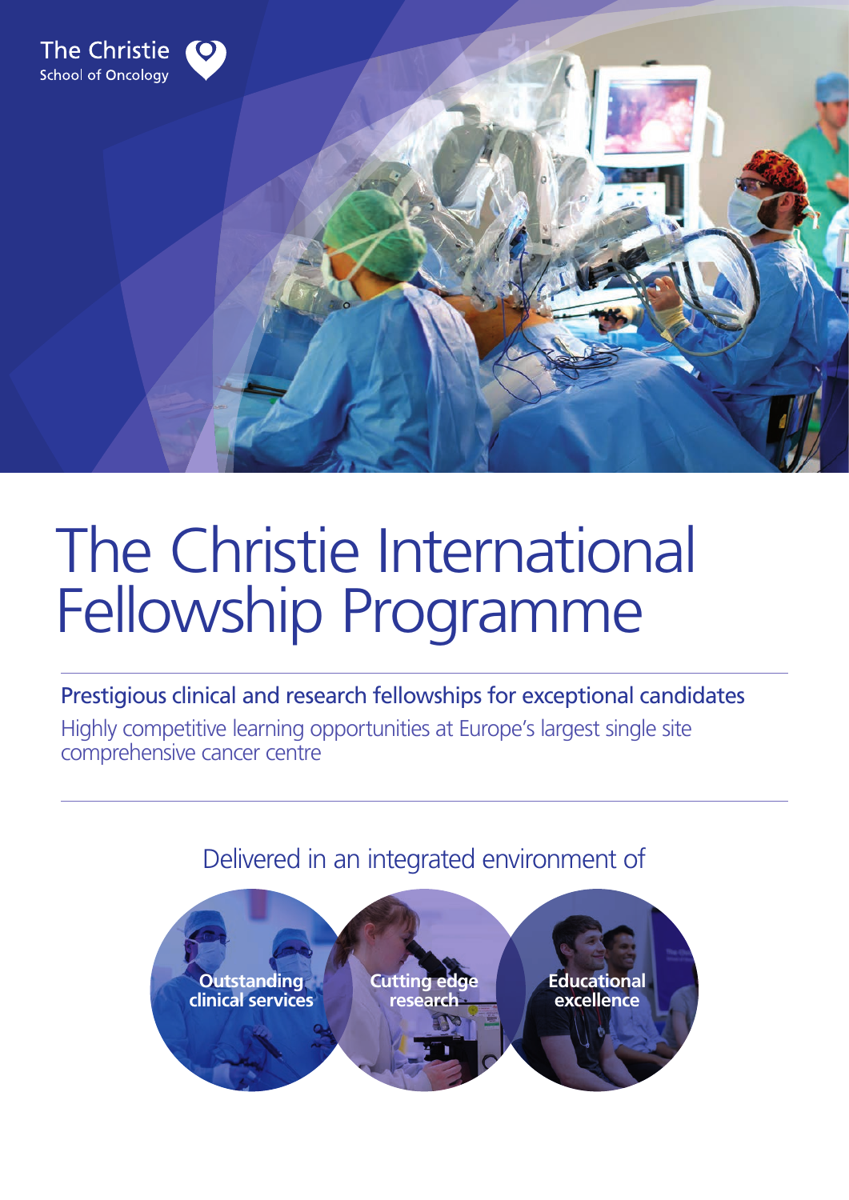The Christie
School of Oncology

# The Christie International Fellowship Programme

## Prestigious clinical and research fellowships for exceptional candidates

Highly competitive learning opportunities at Europe's largest single site comprehensive cancer centre

Delivered in an integrated environment of

- **Outstanding clinical services**
- **Cutting edge research**
- **Educational excellence**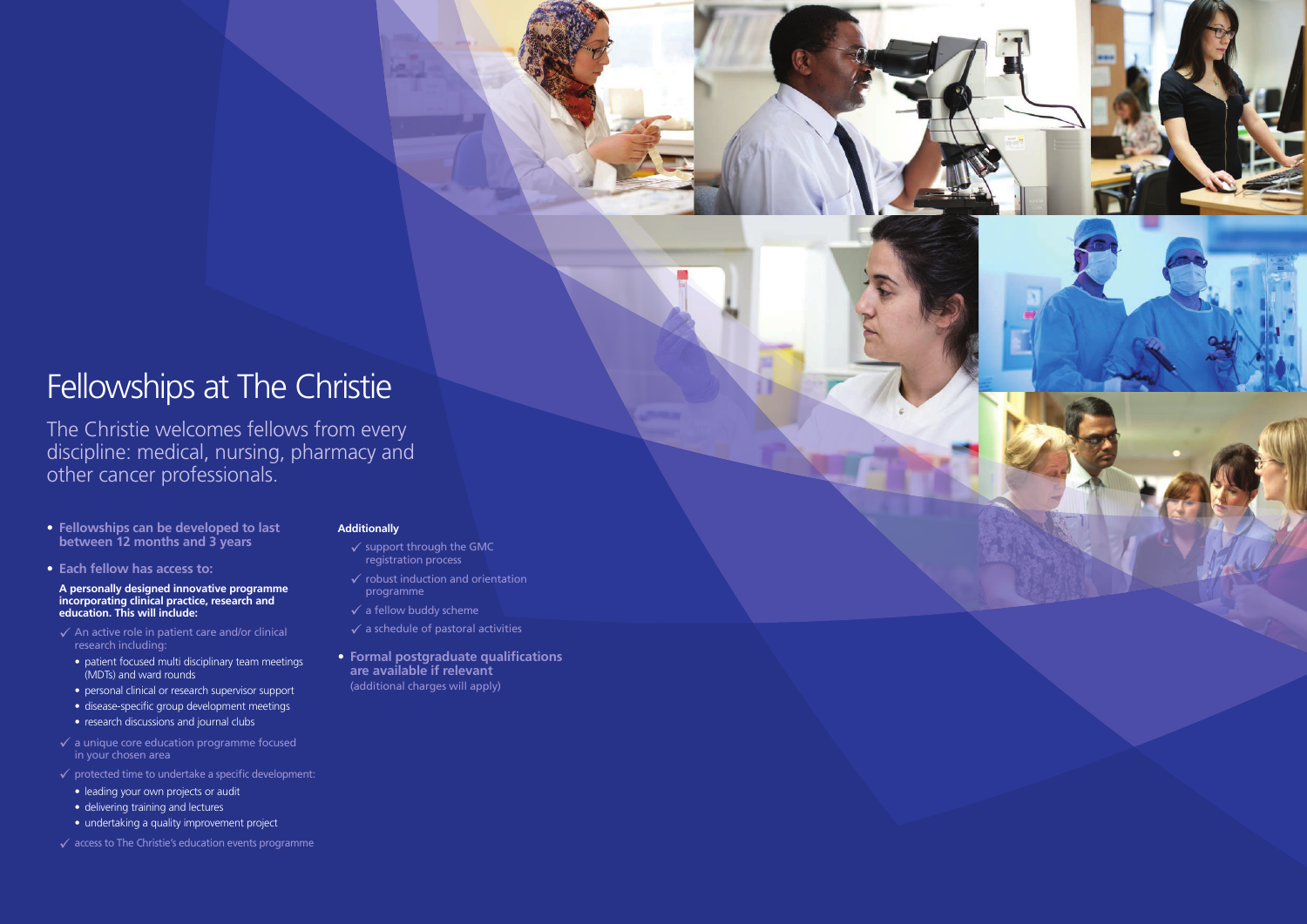# Fellowships at The Christie

The Christie welcomes fellows from every discipline: medical, nursing, pharmacy and other cancer professionals.

- **Fellowships can be developed to last between 12 months and 3 years**
- **Each fellow has access to:**

**A personally designed innovative programme incorporating clinical practice, research and education. This will include:**

- ✓ An active role in patient care and/or clinical research including:
  - patient focused multi disciplinary team meetings (MDTs) and ward rounds
  - personal clinical or research supervisor support
  - disease-specific group development meetings
  - research discussions and journal clubs
- ✓ a unique core education programme focused in your chosen area
- ✓ protected time to undertake a specific development:
  - leading your own projects or audit
  - delivering training and lectures
  - undertaking a quality improvement project
- ✓ access to The Christie's education events programme

**Additionally**

- ✓ support through the GMC registration process
- ✓ robust induction and orientation programme
- ✓ a fellow buddy scheme
- ✓ a schedule of pastoral activities

- **Formal postgraduate qualifications are available if relevant** (additional charges will apply)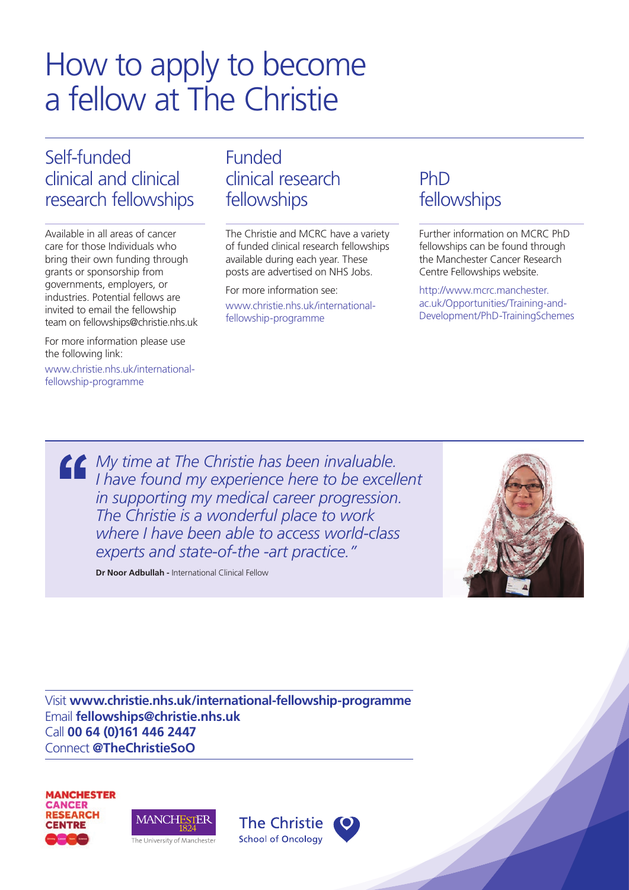# How to apply to become a fellow at The Christie

## Self-funded clinical and clinical research fellowships

Available in all areas of cancer care for those Individuals who bring their own funding through grants or sponsorship from governments, employers, or industries. Potential fellows are invited to email the fellowship team on fellowships@christie.nhs.uk

For more information please use the following link:

www.christie.nhs.uk/international-fellowship-programme

## Funded clinical research fellowships

The Christie and MCRC have a variety of funded clinical research fellowships available during each year. These posts are advertised on NHS Jobs.

For more information see:

www.christie.nhs.uk/international-fellowship-programme

## PhD fellowships

Further information on MCRC PhD fellowships can be found through the Manchester Cancer Research Centre Fellowships website.

http://www.mcrc.manchester.ac.uk/Opportunities/Training-and-Development/PhD-TrainingSchemes

> *"My time at The Christie has been invaluable. I have found my experience here to be excellent in supporting my medical career progression. The Christie is a wonderful place to work where I have been able to access world-class experts and state-of-the -art practice."*
>
> **Dr Noor Adbullah -** International Clinical Fellow

Visit **www.christie.nhs.uk/international-fellowship-programme**
Email **fellowships@christie.nhs.uk**
Call **00 64 (0)161 446 2447**
Connect **@TheChristieSoO**

MANCHESTER CANCER RESEARCH CENTRE

MANCHESTER 1824 The University of Manchester

The Christie School of Oncology